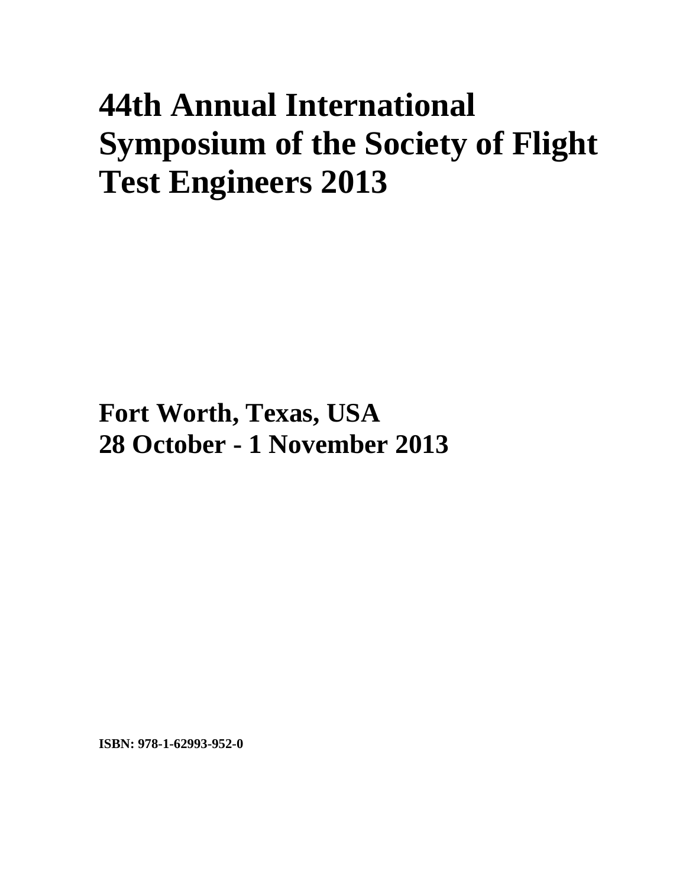# 44th Annual International Symposium of the Society of Flight Test Engineers 2013

## Fort Worth, Texas, USA
## 28 October - 1 November 2013

**ISBN: 978-1-62993-952-0**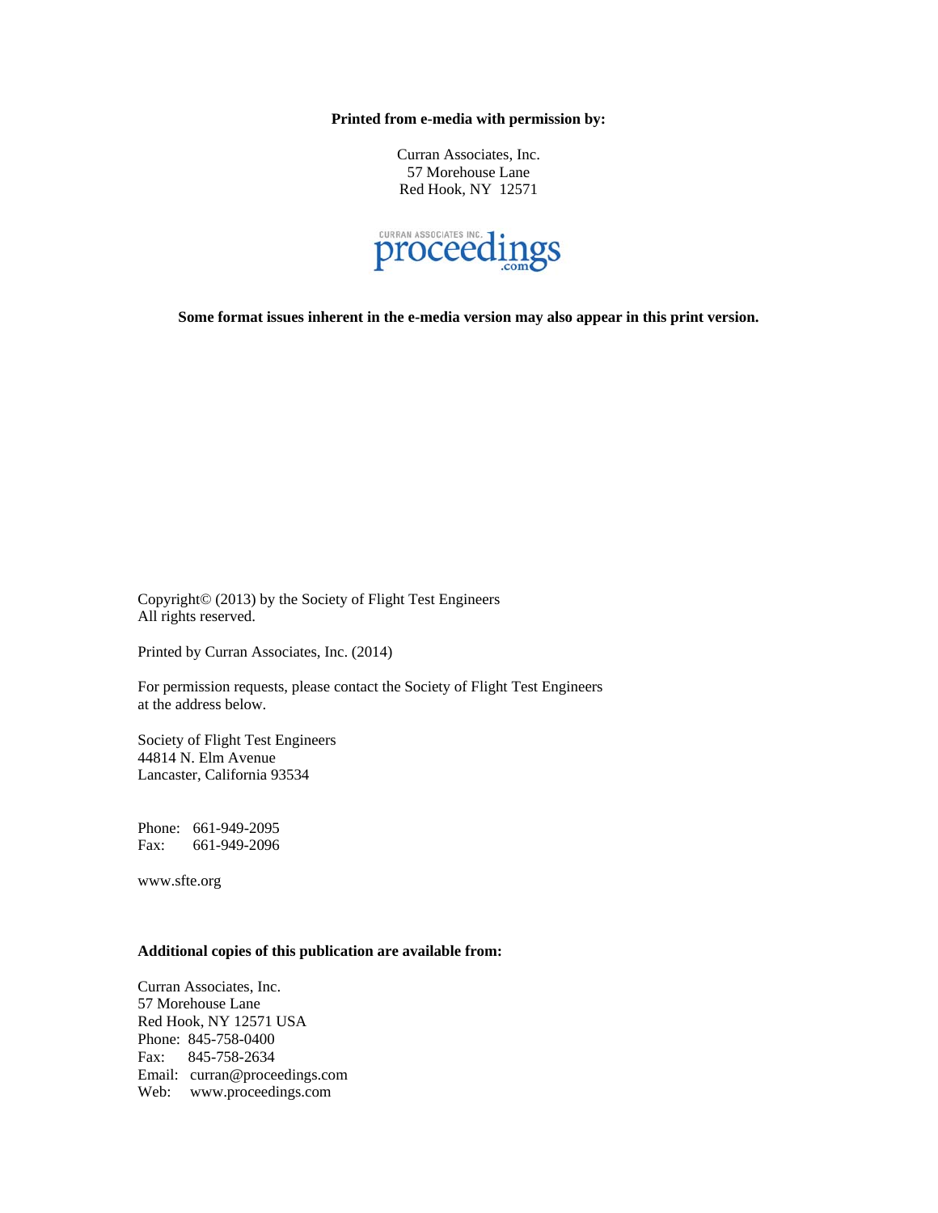**Printed from e-media with permission by:**

Curran Associates, Inc.
57 Morehouse Lane
Red Hook, NY 12571

CURRAN ASSOCIATES INC. proceedings .com

**Some format issues inherent in the e-media version may also appear in this print version.**

Copyright© (2013) by the Society of Flight Test Engineers
All rights reserved.

Printed by Curran Associates, Inc. (2014)

For permission requests, please contact the Society of Flight Test Engineers at the address below.

Society of Flight Test Engineers
44814 N. Elm Avenue
Lancaster, California 93534

Phone: 661-949-2095
Fax: 661-949-2096

www.sfte.org

**Additional copies of this publication are available from:**

Curran Associates, Inc.
57 Morehouse Lane
Red Hook, NY 12571 USA
Phone: 845-758-0400
Fax: 845-758-2634
Email: curran@proceedings.com
Web: www.proceedings.com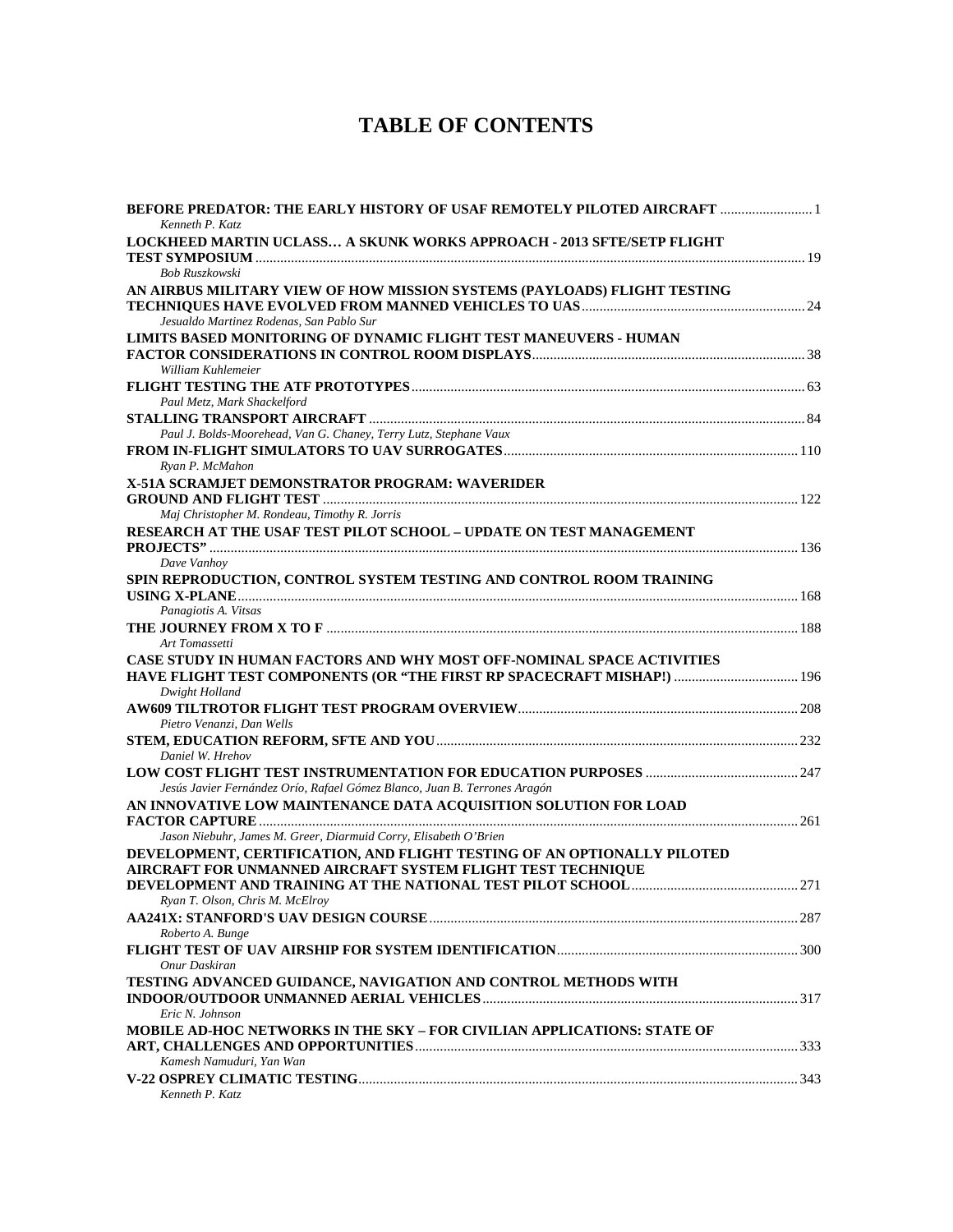# TABLE OF CONTENTS

**BEFORE PREDATOR: THE EARLY HISTORY OF USAF REMOTELY PILOTED AIRCRAFT** ........................ 1
*Kenneth P. Katz*

**LOCKHEED MARTIN UCLASS… A SKUNK WORKS APPROACH - 2013 SFTE/SETP FLIGHT TEST SYMPOSIUM** ........................ 19
*Bob Ruszkowski*

**AN AIRBUS MILITARY VIEW OF HOW MISSION SYSTEMS (PAYLOADS) FLIGHT TESTING TECHNIQUES HAVE EVOLVED FROM MANNED VEHICLES TO UAS** ........................ 24
*Jesualdo Martinez Rodenas, San Pablo Sur*

**LIMITS BASED MONITORING OF DYNAMIC FLIGHT TEST MANEUVERS - HUMAN FACTOR CONSIDERATIONS IN CONTROL ROOM DISPLAYS** ........................ 38
*William Kuhlemeier*

**FLIGHT TESTING THE ATF PROTOTYPES** ........................ 63
*Paul Metz, Mark Shackelford*

**STALLING TRANSPORT AIRCRAFT** ........................ 84
*Paul J. Bolds-Moorehead, Van G. Chaney, Terry Lutz, Stephane Vaux*

**FROM IN-FLIGHT SIMULATORS TO UAV SURROGATES** ........................ 110
*Ryan P. McMahon*

**X-51A SCRAMJET DEMONSTRATOR PROGRAM: WAVERIDER GROUND AND FLIGHT TEST** ........................ 122
*Maj Christopher M. Rondeau, Timothy R. Jorris*

**RESEARCH AT THE USAF TEST PILOT SCHOOL – UPDATE ON TEST MANAGEMENT PROJECTS"** ........................ 136
*Dave Vanhoy*

**SPIN REPRODUCTION, CONTROL SYSTEM TESTING AND CONTROL ROOM TRAINING USING X-PLANE** ........................ 168
*Panagiotis A. Vitsas*

**THE JOURNEY FROM X TO F** ........................ 188
*Art Tomassetti*

**CASE STUDY IN HUMAN FACTORS AND WHY MOST OFF-NOMINAL SPACE ACTIVITIES HAVE FLIGHT TEST COMPONENTS (OR "THE FIRST RP SPACECRAFT MISHAP!)** ........................ 196
*Dwight Holland*

**AW609 TILTROTOR FLIGHT TEST PROGRAM OVERVIEW** ........................ 208
*Pietro Venanzi, Dan Wells*

**STEM, EDUCATION REFORM, SFTE AND YOU** ........................ 232
*Daniel W. Hrehov*

**LOW COST FLIGHT TEST INSTRUMENTATION FOR EDUCATION PURPOSES** ........................ 247
*Jesús Javier Fernández Orío, Rafael Gómez Blanco, Juan B. Terrones Aragón*

**AN INNOVATIVE LOW MAINTENANCE DATA ACQUISITION SOLUTION FOR LOAD FACTOR CAPTURE** ........................ 261
*Jason Niebuhr, James M. Greer, Diarmuid Corry, Elisabeth O'Brien*

**DEVELOPMENT, CERTIFICATION, AND FLIGHT TESTING OF AN OPTIONALLY PILOTED AIRCRAFT FOR UNMANNED AIRCRAFT SYSTEM FLIGHT TEST TECHNIQUE DEVELOPMENT AND TRAINING AT THE NATIONAL TEST PILOT SCHOOL** ........................ 271
*Ryan T. Olson, Chris M. McElroy*

**AA241X: STANFORD'S UAV DESIGN COURSE** ........................ 287
*Roberto A. Bunge*

**FLIGHT TEST OF UAV AIRSHIP FOR SYSTEM IDENTIFICATION** ........................ 300
*Onur Daskiran*

**TESTING ADVANCED GUIDANCE, NAVIGATION AND CONTROL METHODS WITH INDOOR/OUTDOOR UNMANNED AERIAL VEHICLES** ........................ 317
*Eric N. Johnson*

**MOBILE AD-HOC NETWORKS IN THE SKY – FOR CIVILIAN APPLICATIONS: STATE OF ART, CHALLENGES AND OPPORTUNITIES** ........................ 333
*Kamesh Namuduri, Yan Wan*

**V-22 OSPREY CLIMATIC TESTING** ........................ 343
*Kenneth P. Katz*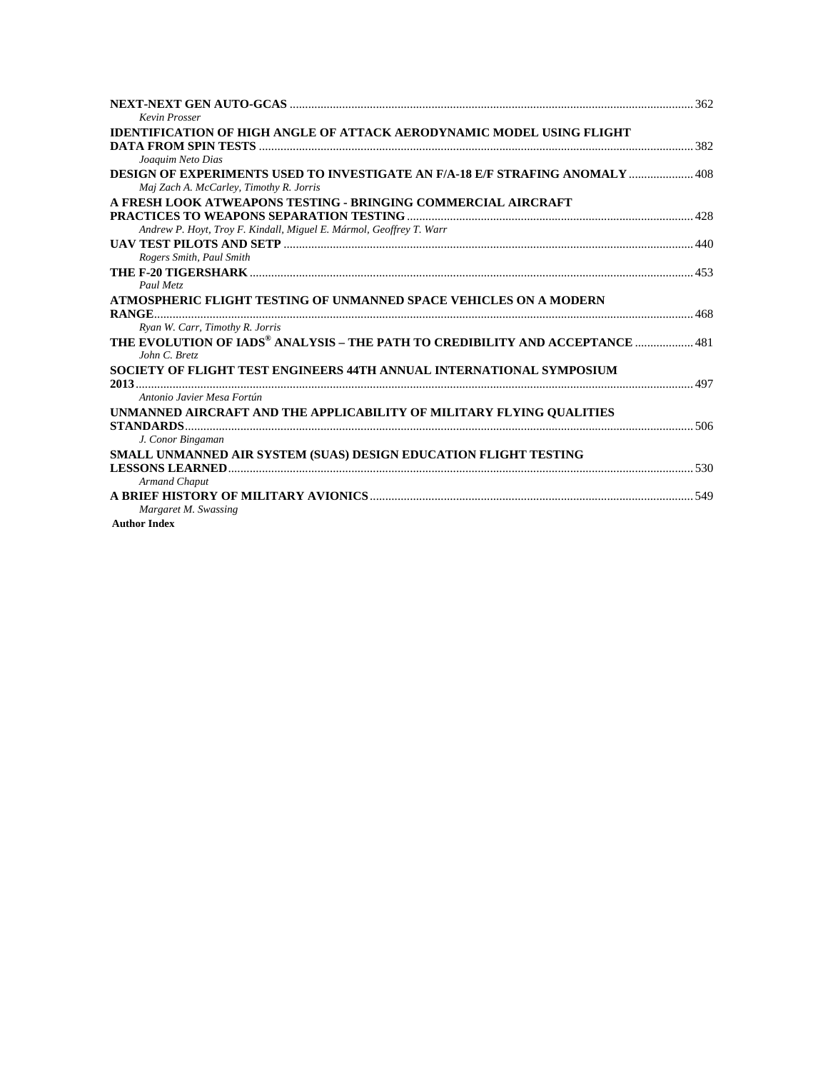**NEXT-NEXT GEN AUTO-GCAS** ..... 362
*Kevin Prosser*

**IDENTIFICATION OF HIGH ANGLE OF ATTACK AERODYNAMIC MODEL USING FLIGHT DATA FROM SPIN TESTS** ..... 382
*Joaquim Neto Dias*

**DESIGN OF EXPERIMENTS USED TO INVESTIGATE AN F/A-18 E/F STRAFING ANOMALY** ..... 408
*Maj Zach A. McCarley, Timothy R. Jorris*

**A FRESH LOOK ATWEAPONS TESTING - BRINGING COMMERCIAL AIRCRAFT PRACTICES TO WEAPONS SEPARATION TESTING** ..... 428
*Andrew P. Hoyt, Troy F. Kindall, Miguel E. Mármol, Geoffrey T. Warr*

**UAV TEST PILOTS AND SETP** ..... 440
*Rogers Smith, Paul Smith*

**THE F-20 TIGERSHARK** ..... 453
*Paul Metz*

**ATMOSPHERIC FLIGHT TESTING OF UNMANNED SPACE VEHICLES ON A MODERN RANGE** ..... 468
*Ryan W. Carr, Timothy R. Jorris*

**THE EVOLUTION OF IADS® ANALYSIS – THE PATH TO CREDIBILITY AND ACCEPTANCE** ..... 481
*John C. Bretz*

**SOCIETY OF FLIGHT TEST ENGINEERS 44TH ANNUAL INTERNATIONAL SYMPOSIUM 2013** ..... 497
*Antonio Javier Mesa Fortún*

**UNMANNED AIRCRAFT AND THE APPLICABILITY OF MILITARY FLYING QUALITIES STANDARDS** ..... 506
*J. Conor Bingaman*

**SMALL UNMANNED AIR SYSTEM (SUAS) DESIGN EDUCATION FLIGHT TESTING LESSONS LEARNED** ..... 530
*Armand Chaput*

**A BRIEF HISTORY OF MILITARY AVIONICS** ..... 549
*Margaret M. Swassing*

**Author Index**